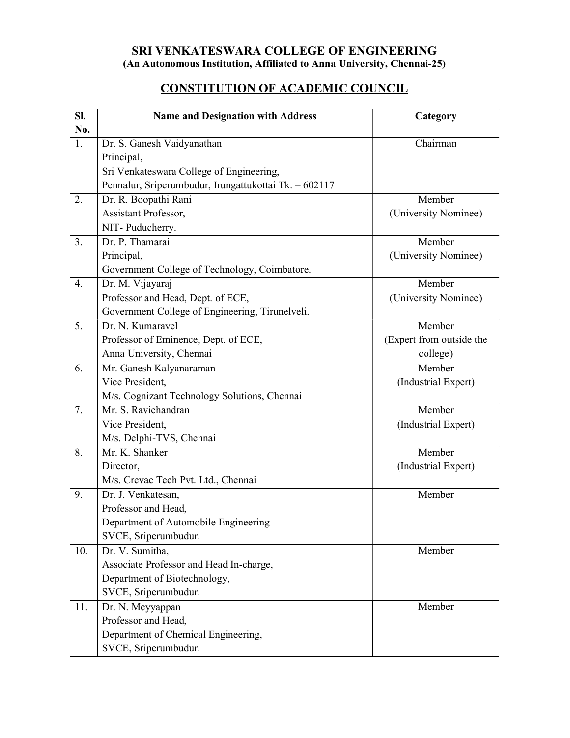# SRI VENKATESWARA COLLEGE OF ENGINEERING

**(An Autonomous Institution, Affiliated to Anna University, Chennai-25)**

## CONSTITUTION OF ACADEMIC COUNCIL

| Sl. No. | Name and Designation with Address | Category |
|---|---|---|
| 1. | Dr. S. Ganesh Vaidyanathan<br>Principal,<br>Sri Venkateswara College of Engineering,<br>Pennalur, Sriperumbudur, Irungattukottai Tk. – 602117 | Chairman |
| 2. | Dr. R. Boopathi Rani<br>Assistant Professor,<br>NIT- Puducherry. | Member<br>(University Nominee) |
| 3. | Dr. P. Thamarai<br>Principal,<br>Government College of Technology, Coimbatore. | Member<br>(University Nominee) |
| 4. | Dr. M. Vijayaraj<br>Professor and Head, Dept. of ECE,<br>Government College of Engineering, Tirunelveli. | Member<br>(University Nominee) |
| 5. | Dr. N. Kumaravel<br>Professor of Eminence, Dept. of ECE,<br>Anna University, Chennai | Member<br>(Expert from outside the college) |
| 6. | Mr. Ganesh Kalyanaraman<br>Vice President,<br>M/s. Cognizant Technology Solutions, Chennai | Member<br>(Industrial Expert) |
| 7. | Mr. S. Ravichandran<br>Vice President,<br>M/s. Delphi-TVS, Chennai | Member<br>(Industrial Expert) |
| 8. | Mr. K. Shanker<br>Director,<br>M/s. Crevac Tech Pvt. Ltd., Chennai | Member<br>(Industrial Expert) |
| 9. | Dr. J. Venkatesan,<br>Professor and Head,<br>Department of Automobile Engineering<br>SVCE, Sriperumbudur. | Member |
| 10. | Dr. V. Sumitha,<br>Associate Professor and Head In-charge,<br>Department of Biotechnology,<br>SVCE, Sriperumbudur. | Member |
| 11. | Dr. N. Meyyappan<br>Professor and Head,<br>Department of Chemical Engineering,<br>SVCE, Sriperumbudur. | Member |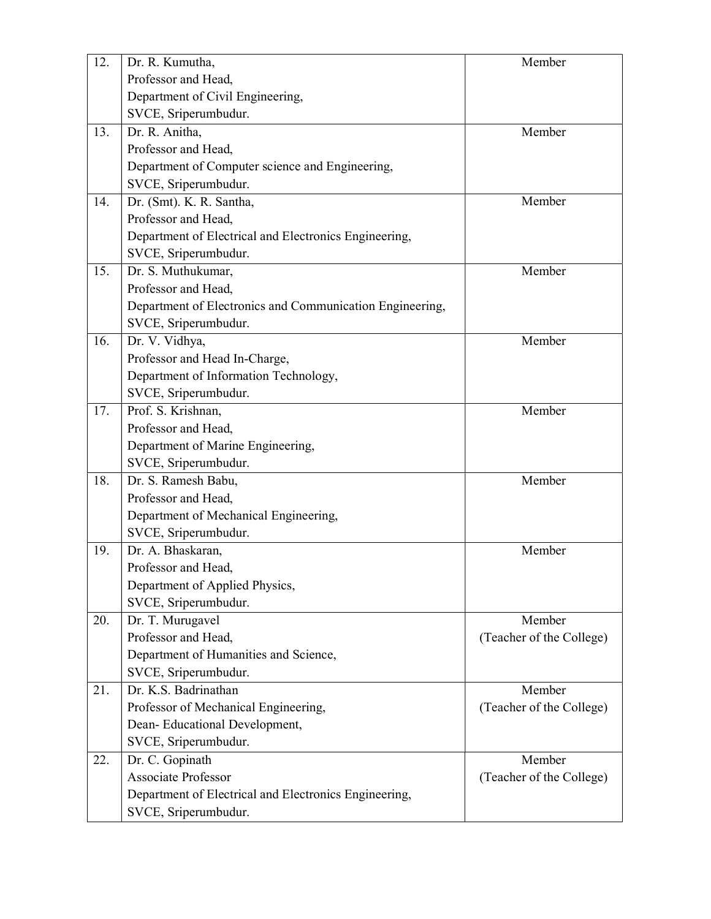| | | |
|---|---|---|
| 12. | Dr. R. Kumutha,<br>Professor and Head,<br>Department of Civil Engineering,<br>SVCE, Sriperumbudur. | Member |
| 13. | Dr. R. Anitha,<br>Professor and Head,<br>Department of Computer science and Engineering,<br>SVCE, Sriperumbudur. | Member |
| 14. | Dr. (Smt). K. R. Santha,<br>Professor and Head,<br>Department of Electrical and Electronics Engineering,<br>SVCE, Sriperumbudur. | Member |
| 15. | Dr. S. Muthukumar,<br>Professor and Head,<br>Department of Electronics and Communication Engineering,<br>SVCE, Sriperumbudur. | Member |
| 16. | Dr. V. Vidhya,<br>Professor and Head In-Charge,<br>Department of Information Technology,<br>SVCE, Sriperumbudur. | Member |
| 17. | Prof. S. Krishnan,<br>Professor and Head,<br>Department of Marine Engineering,<br>SVCE, Sriperumbudur. | Member |
| 18. | Dr. S. Ramesh Babu,<br>Professor and Head,<br>Department of Mechanical Engineering,<br>SVCE, Sriperumbudur. | Member |
| 19. | Dr. A. Bhaskaran,<br>Professor and Head,<br>Department of Applied Physics,<br>SVCE, Sriperumbudur. | Member |
| 20. | Dr. T. Murugavel<br>Professor and Head,<br>Department of Humanities and Science,<br>SVCE, Sriperumbudur. | Member<br>(Teacher of the College) |
| 21. | Dr. K.S. Badrinathan<br>Professor of Mechanical Engineering,<br>Dean- Educational Development,<br>SVCE, Sriperumbudur. | Member<br>(Teacher of the College) |
| 22. | Dr. C. Gopinath<br>Associate Professor<br>Department of Electrical and Electronics Engineering,<br>SVCE, Sriperumbudur. | Member<br>(Teacher of the College) |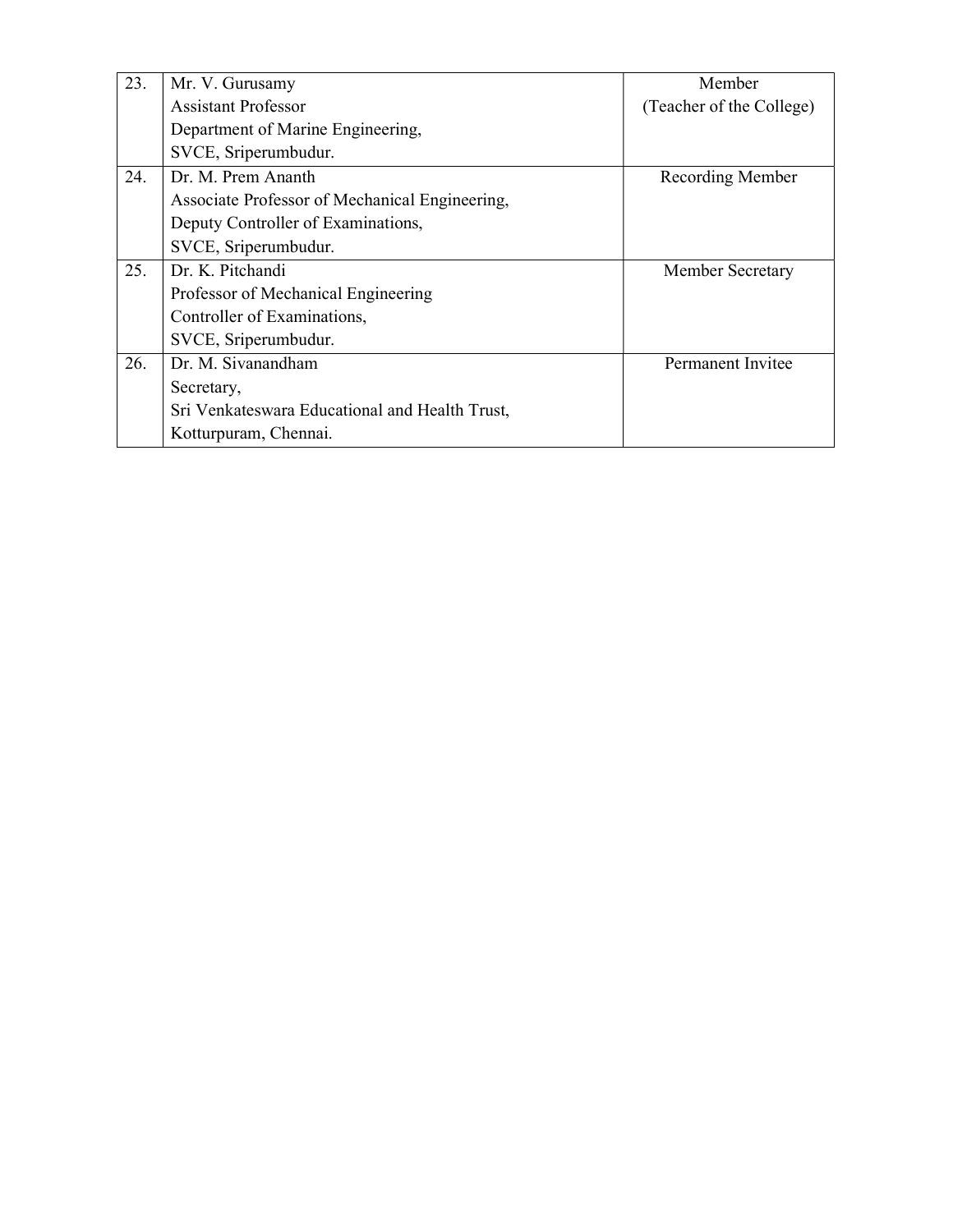| | | |
|---|---|---|
| 23. | Mr. V. Gurusamy<br>Assistant Professor<br>Department of Marine Engineering,<br>SVCE, Sriperumbudur. | Member<br>(Teacher of the College) |
| 24. | Dr. M. Prem Ananth<br>Associate Professor of Mechanical Engineering,<br>Deputy Controller of Examinations,<br>SVCE, Sriperumbudur. | Recording Member |
| 25. | Dr. K. Pitchandi<br>Professor of Mechanical Engineering<br>Controller of Examinations,<br>SVCE, Sriperumbudur. | Member Secretary |
| 26. | Dr. M. Sivanandham<br>Secretary,<br>Sri Venkateswara Educational and Health Trust,<br>Kotturpuram, Chennai. | Permanent Invitee |